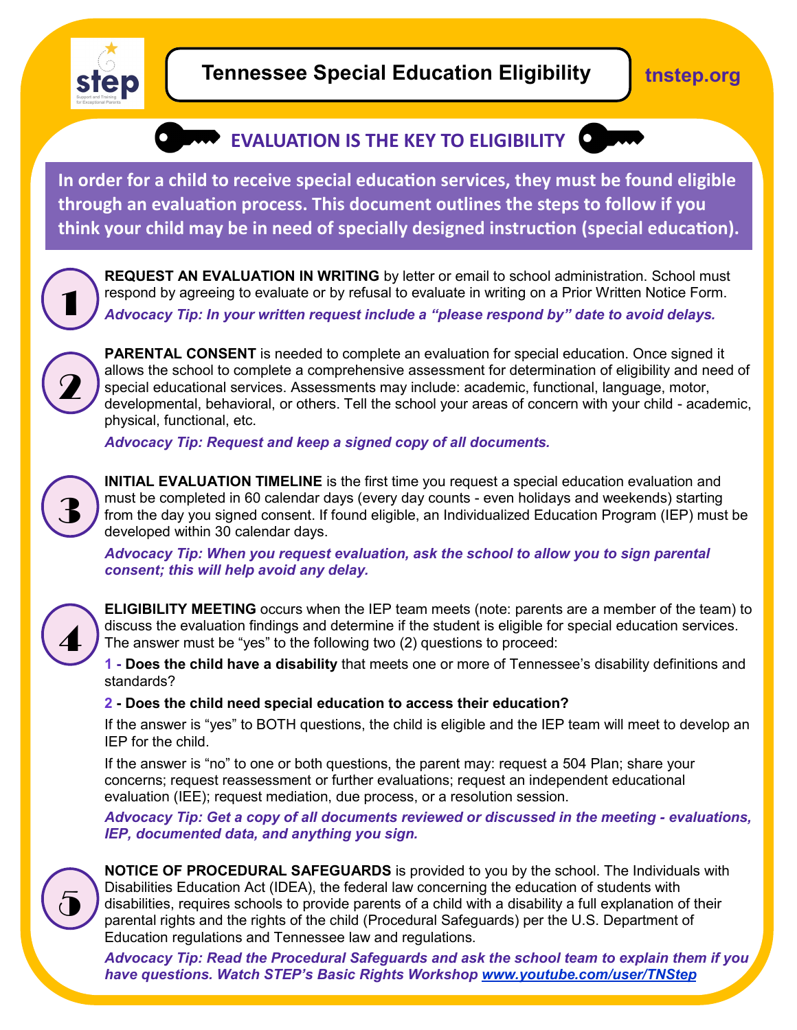# Tennessee Special Education Eligibility

tnstep.org

## EVALUATION IS THE KEY TO ELIGIBILITY

**In order for a child to receive special education services, they must be found eligible through an evaluation process. This document outlines the steps to follow if you think your child may be in need of specially designed instruction (special education).**

### 1

**REQUEST AN EVALUATION IN WRITING** by letter or email to school administration. School must respond by agreeing to evaluate or by refusal to evaluate in writing on a Prior Written Notice Form.

***Advocacy Tip: In your written request include a "please respond by" date to avoid delays.***

### 2

**PARENTAL CONSENT** is needed to complete an evaluation for special education. Once signed it allows the school to complete a comprehensive assessment for determination of eligibility and need of special educational services. Assessments may include: academic, functional, language, motor, developmental, behavioral, or others. Tell the school your areas of concern with your child - academic, physical, functional, etc.

***Advocacy Tip: Request and keep a signed copy of all documents.***

### 3

**INITIAL EVALUATION TIMELINE** is the first time you request a special education evaluation and must be completed in 60 calendar days (every day counts - even holidays and weekends) starting from the day you signed consent. If found eligible, an Individualized Education Program (IEP) must be developed within 30 calendar days.

***Advocacy Tip: When you request evaluation, ask the school to allow you to sign parental consent; this will help avoid any delay.***

### 4

**ELIGIBILITY MEETING** occurs when the IEP team meets (note: parents are a member of the team) to discuss the evaluation findings and determine if the student is eligible for special education services. The answer must be "yes" to the following two (2) questions to proceed:

1 - **Does the child have a disability** that meets one or more of Tennessee's disability definitions and standards?

2 **- Does the child need special education to access their education?**

If the answer is "yes" to BOTH questions, the child is eligible and the IEP team will meet to develop an IEP for the child.

If the answer is "no" to one or both questions, the parent may: request a 504 Plan; share your concerns; request reassessment or further evaluations; request an independent educational evaluation (IEE); request mediation, due process, or a resolution session.

***Advocacy Tip: Get a copy of all documents reviewed or discussed in the meeting - evaluations, IEP, documented data, and anything you sign.***

### 5

**NOTICE OF PROCEDURAL SAFEGUARDS** is provided to you by the school. The Individuals with Disabilities Education Act (IDEA), the federal law concerning the education of students with disabilities, requires schools to provide parents of a child with a disability a full explanation of their parental rights and the rights of the child (Procedural Safeguards) per the U.S. Department of Education regulations and Tennessee law and regulations.

***Advocacy Tip: Read the Procedural Safeguards and ask the school team to explain them if you have questions. Watch STEP's Basic Rights Workshop www.youtube.com/user/TNStep***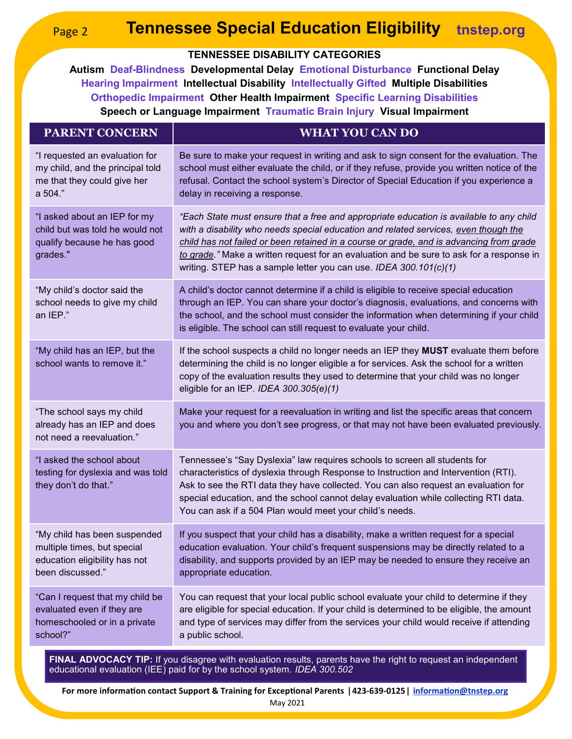# Tennessee Special Education Eligibility

**TENNESSEE DISABILITY CATEGORIES**

**Autism Deaf-Blindness Developmental Delay Emotional Disturbance Functional Delay Hearing Impairment Intellectual Disability Intellectually Gifted Multiple Disabilities Orthopedic Impairment Other Health Impairment Specific Learning Disabilities Speech or Language Impairment Traumatic Brain Injury Visual Impairment**

| PARENT CONCERN | WHAT YOU CAN DO |
|---|---|
| "I requested an evaluation for my child, and the principal told me that they could give her a 504." | Be sure to make your request in writing and ask to sign consent for the evaluation. The school must either evaluate the child, or if they refuse, provide you written notice of the refusal. Contact the school system's Director of Special Education if you experience a delay in receiving a response. |
| "I asked about an IEP for my child but was told he would not qualify because he has good grades." | *"Each State must ensure that a free and appropriate education is available to any child with a disability who needs special education and related services, even though the child has not failed or been retained in a course or grade, and is advancing from grade to grade."* Make a written request for an evaluation and be sure to ask for a response in writing. STEP has a sample letter you can use. *IDEA 300.101(c)(1)* |
| "My child's doctor said the school needs to give my child an IEP." | A child's doctor cannot determine if a child is eligible to receive special education through an IEP. You can share your doctor's diagnosis, evaluations, and concerns with the school, and the school must consider the information when determining if your child is eligible. The school can still request to evaluate your child. |
| "My child has an IEP, but the school wants to remove it." | If the school suspects a child no longer needs an IEP they **MUST** evaluate them before determining the child is no longer eligible a for services. Ask the school for a written copy of the evaluation results they used to determine that your child was no longer eligible for an IEP. *IDEA 300.305(e)(1)* |
| "The school says my child already has an IEP and does not need a reevaluation." | Make your request for a reevaluation in writing and list the specific areas that concern you and where you don't see progress, or that may not have been evaluated previously. |
| "I asked the school about testing for dyslexia and was told they don't do that." | Tennessee's "Say Dyslexia" law requires schools to screen all students for characteristics of dyslexia through Response to Instruction and Intervention (RTI). Ask to see the RTI data they have collected. You can also request an evaluation for special education, and the school cannot delay evaluation while collecting RTI data. You can ask if a 504 Plan would meet your child's needs. |
| "My child has been suspended multiple times, but special education eligibility has not been discussed." | If you suspect that your child has a disability, make a written request for a special education evaluation. Your child's frequent suspensions may be directly related to a disability, and supports provided by an IEP may be needed to ensure they receive an appropriate education. |
| "Can I request that my child be evaluated even if they are homeschooled or in a private school?" | You can request that your local public school evaluate your child to determine if they are eligible for special education. If your child is determined to be eligible, the amount and type of services may differ from the services your child would receive if attending a public school. |

**FINAL ADVOCACY TIP:** If you disagree with evaluation results, parents have the right to request an independent educational evaluation (IEE) paid for by the school system. *IDEA 300.502*

**For more information contact Support & Training for Exceptional Parents | 423-639-0125 | information@tnstep.org**

May 2021